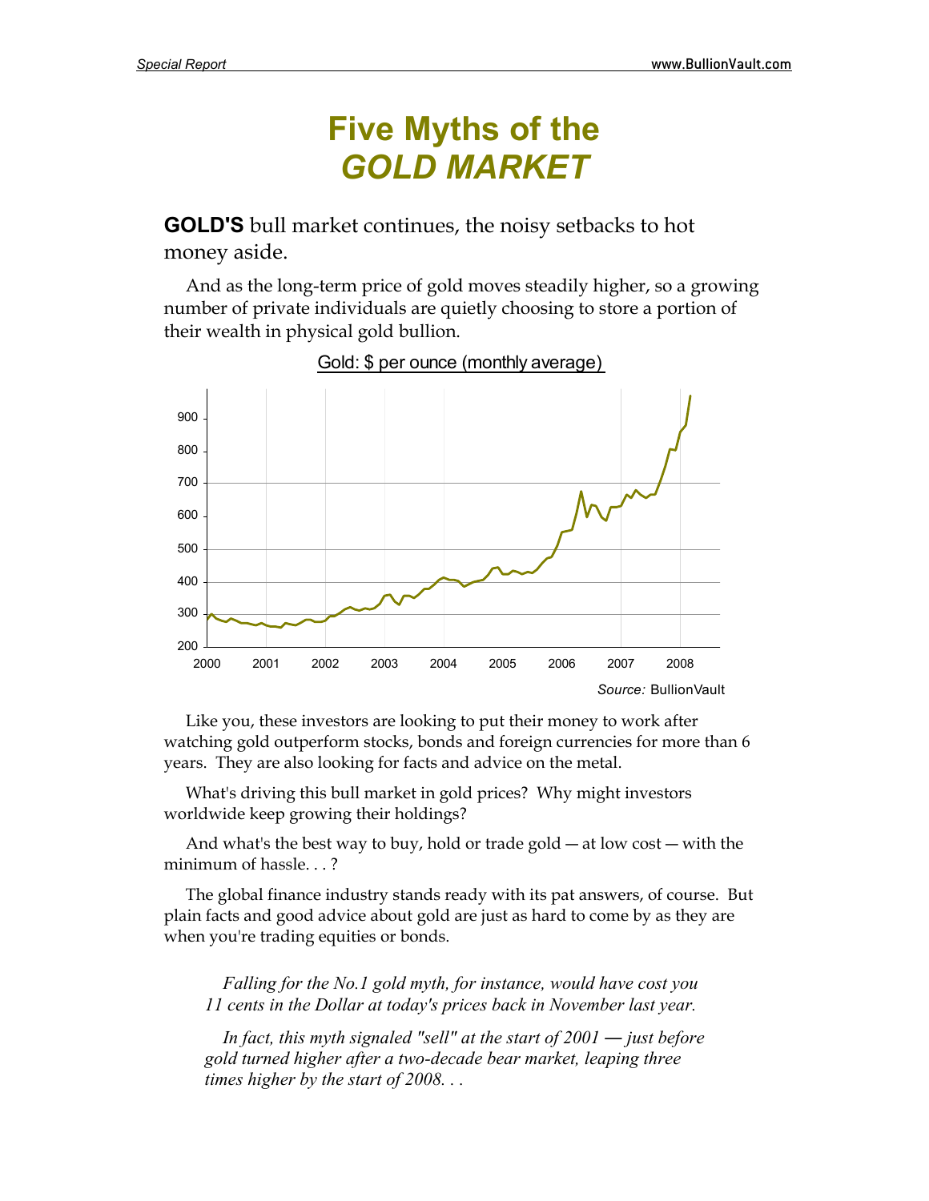# Five Myths of the *GOLD MARKET*

**GOLD'S** bull market continues, the noisy setbacks to hot money aside.

And as the long-term price of gold moves steadily higher, so a growing number of private individuals are quietly choosing to store a portion of their wealth in physical gold bullion.

Gold: $ per ounce (monthly average)

Source: BullionVault

Like you, these investors are looking to put their money to work after watching gold outperform stocks, bonds and foreign currencies for more than 6 years. They are also looking for facts and advice on the metal.

What's driving this bull market in gold prices? Why might investors worldwide keep growing their holdings?

And what's the best way to buy, hold or trade gold — at low cost — with the minimum of hassle. . . ?

The global finance industry stands ready with its pat answers, of course. But plain facts and good advice about gold are just as hard to come by as they are when you're trading equities or bonds.

> *Falling for the No.1 gold myth, for instance, would have cost you 11 cents in the Dollar at today's prices back in November last year.*
>
> *In fact, this myth signaled "sell" at the start of 2001 — just before gold turned higher after a two-decade bear market, leaping three times higher by the start of 2008. . .*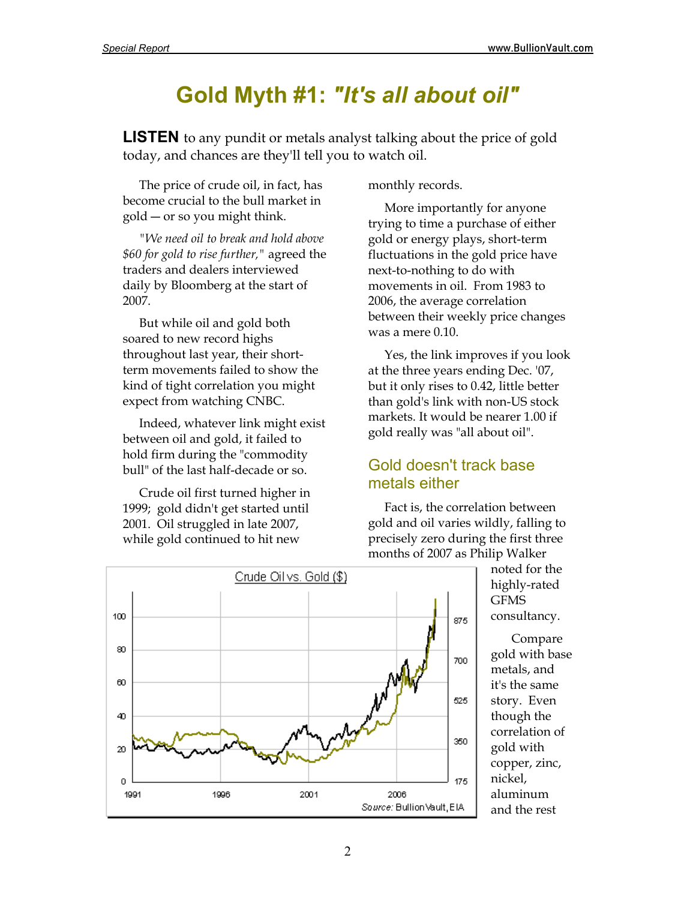# Gold Myth #1: *"It's all about oil"*

**LISTEN** to any pundit or metals analyst talking about the price of gold today, and chances are they'll tell you to watch oil.

The price of crude oil, in fact, has become crucial to the bull market in gold — or so you might think.

*"We need oil to break and hold above $60 for gold to rise further,"* agreed the traders and dealers interviewed daily by Bloomberg at the start of 2007.

But while oil and gold both soared to new record highs throughout last year, their short-term movements failed to show the kind of tight correlation you might expect from watching CNBC.

Indeed, whatever link might exist between oil and gold, it failed to hold firm during the "commodity bull" of the last half-decade or so.

Crude oil first turned higher in 1999; gold didn't get started until 2001. Oil struggled in late 2007, while gold continued to hit new monthly records.

More importantly for anyone trying to time a purchase of either gold or energy plays, short-term fluctuations in the gold price have next-to-nothing to do with movements in oil. From 1983 to 2006, the average correlation between their weekly price changes was a mere 0.10.

Yes, the link improves if you look at the three years ending Dec. '07, but it only rises to 0.42, little better than gold's link with non-US stock markets. It would be nearer 1.00 if gold really was "all about oil".

## Gold doesn't track base metals either

Fact is, the correlation between gold and oil varies wildly, falling to precisely zero during the first three months of 2007 as Philip Walker noted for the highly-rated GFMS consultancy.

Crude Oil vs. Gold ($)

*Source:* BullionVault, EIA

Compare gold with base metals, and it's the same story. Even though the correlation of gold with copper, zinc, nickel, aluminum and the rest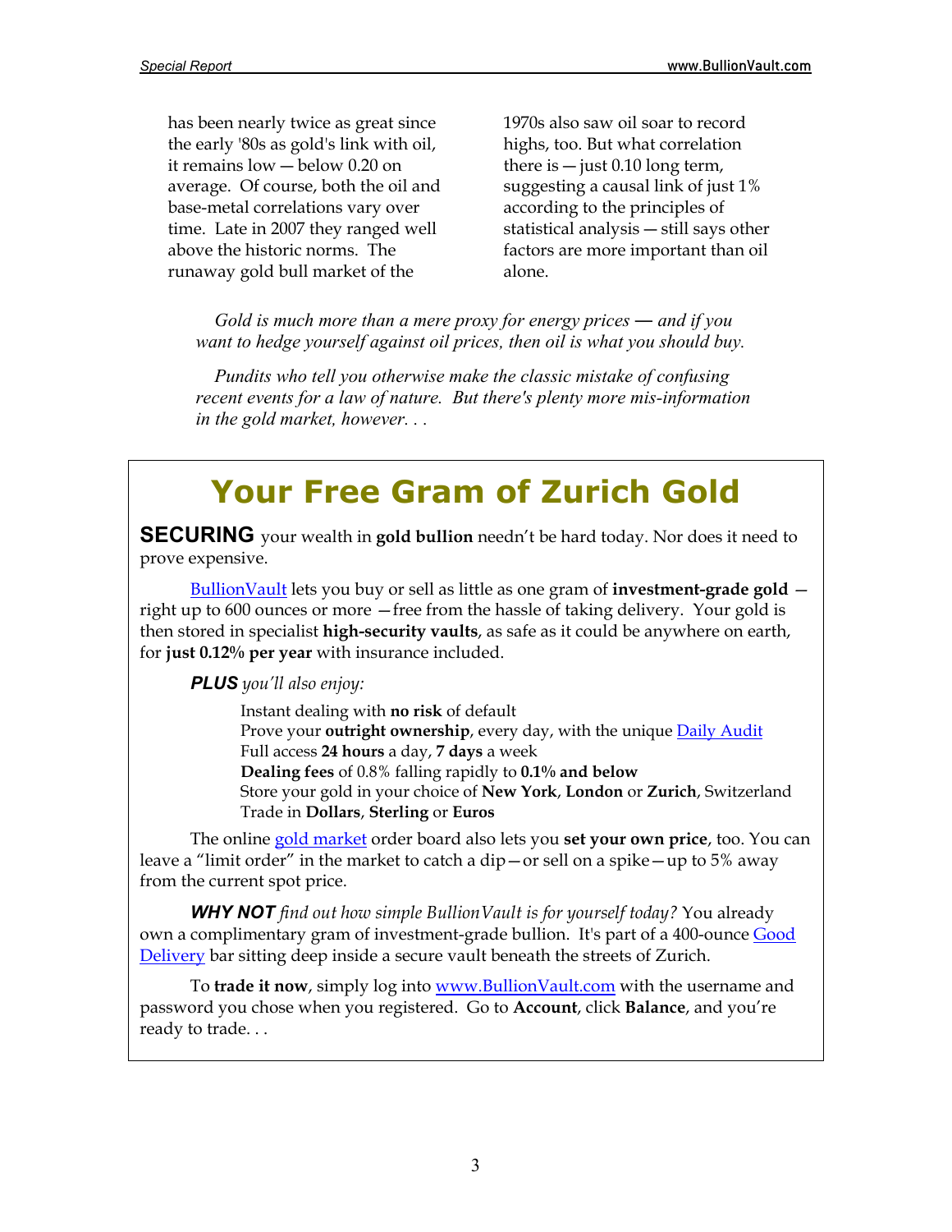has been nearly twice as great since the early '80s as gold's link with oil, it remains low — below 0.20 on average. Of course, both the oil and base-metal correlations vary over time. Late in 2007 they ranged well above the historic norms. The runaway gold bull market of the 1970s also saw oil soar to record highs, too. But what correlation there is — just 0.10 long term, suggesting a causal link of just 1% according to the principles of statistical analysis — still says other factors are more important than oil alone.

*Gold is much more than a mere proxy for energy prices — and if you want to hedge yourself against oil prices, then oil is what you should buy.*

*Pundits who tell you otherwise make the classic mistake of confusing recent events for a law of nature. But there's plenty more mis-information in the gold market, however. . .*

## Your Free Gram of Zurich Gold

**SECURING** your wealth in **gold bullion** needn't be hard today. Nor does it need to prove expensive.

BullionVault lets you buy or sell as little as one gram of **investment-grade gold** — right up to 600 ounces or more — free from the hassle of taking delivery. Your gold is then stored in specialist **high-security vaults**, as safe as it could be anywhere on earth, for **just 0.12% per year** with insurance included.

***PLUS*** *you'll also enjoy:*

- Instant dealing with **no risk** of default
- Prove your **outright ownership**, every day, with the unique Daily Audit
- Full access **24 hours** a day, **7 days** a week
- **Dealing fees** of 0.8% falling rapidly to **0.1% and below**
- Store your gold in your choice of **New York**, **London** or **Zurich**, Switzerland
- Trade in **Dollars**, **Sterling** or **Euros**

The online gold market order board also lets you **set your own price**, too. You can leave a "limit order" in the market to catch a dip—or sell on a spike—up to 5% away from the current spot price.

***WHY NOT*** *find out how simple BullionVault is for yourself today?* You already own a complimentary gram of investment-grade bullion. It's part of a 400-ounce Good Delivery bar sitting deep inside a secure vault beneath the streets of Zurich.

To **trade it now**, simply log into www.BullionVault.com with the username and password you chose when you registered. Go to **Account**, click **Balance**, and you're ready to trade. . .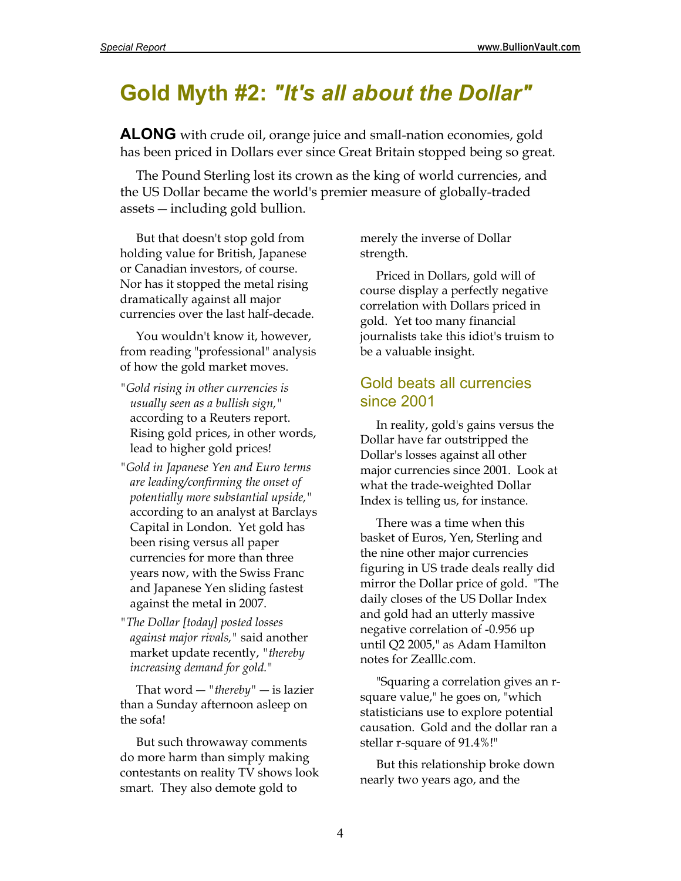# Gold Myth #2: *"It's all about the Dollar"*

**ALONG** with crude oil, orange juice and small-nation economies, gold has been priced in Dollars ever since Great Britain stopped being so great.

The Pound Sterling lost its crown as the king of world currencies, and the US Dollar became the world's premier measure of globally-traded assets — including gold bullion.

But that doesn't stop gold from holding value for British, Japanese or Canadian investors, of course. Nor has it stopped the metal rising dramatically against all major currencies over the last half-decade.

You wouldn't know it, however, from reading "professional" analysis of how the gold market moves.

"*Gold rising in other currencies is usually seen as a bullish sign,*" according to a Reuters report. Rising gold prices, in other words, lead to higher gold prices!

"*Gold in Japanese Yen and Euro terms are leading/confirming the onset of potentially more substantial upside,*" according to an analyst at Barclays Capital in London. Yet gold has been rising versus all paper currencies for more than three years now, with the Swiss Franc and Japanese Yen sliding fastest against the metal in 2007.

"*The Dollar [today] posted losses against major rivals,*" said another market update recently, "*thereby increasing demand for gold.*"

That word — "*thereby*" — is lazier than a Sunday afternoon asleep on the sofa!

But such throwaway comments do more harm than simply making contestants on reality TV shows look smart. They also demote gold to merely the inverse of Dollar strength.

Priced in Dollars, gold will of course display a perfectly negative correlation with Dollars priced in gold. Yet too many financial journalists take this idiot's truism to be a valuable insight.

## Gold beats all currencies since 2001

In reality, gold's gains versus the Dollar have far outstripped the Dollar's losses against all other major currencies since 2001. Look at what the trade-weighted Dollar Index is telling us, for instance.

There was a time when this basket of Euros, Yen, Sterling and the nine other major currencies figuring in US trade deals really did mirror the Dollar price of gold. "The daily closes of the US Dollar Index and gold had an utterly massive negative correlation of -0.956 up until Q2 2005," as Adam Hamilton notes for Zealllc.com.

"Squaring a correlation gives an r-square value," he goes on, "which statisticians use to explore potential causation. Gold and the dollar ran a stellar r-square of 91.4%!"

But this relationship broke down nearly two years ago, and the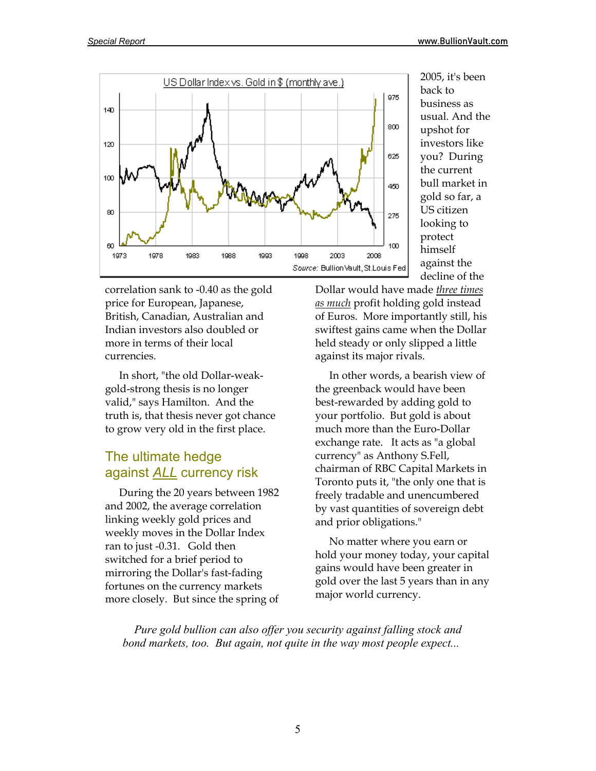correlation sank to -0.40 as the gold price for European, Japanese, British, Canadian, Australian and Indian investors also doubled or more in terms of their local currencies.

In short, "the old Dollar-weak-gold-strong thesis is no longer valid," says Hamilton. And the truth is, that thesis never got chance to grow very old in the first place.

## The ultimate hedge against *ALL* currency risk

During the 20 years between 1982 and 2002, the average correlation linking weekly gold prices and weekly moves in the Dollar Index ran to just -0.31. Gold then switched for a brief period to mirroring the Dollar's fast-fading fortunes on the currency markets more closely. But since the spring of 2005, it's been back to business as usual. And the upshot for investors like you? During the current bull market in gold so far, a US citizen looking to protect himself against the decline of the Dollar would have made *three times as much* profit holding gold instead of Euros. More importantly still, his swiftest gains came when the Dollar held steady or only slipped a little against its major rivals.

In other words, a bearish view of the greenback would have been best-rewarded by adding gold to your portfolio. But gold is about much more than the Euro-Dollar exchange rate. It acts as "a global currency" as Anthony S.Fell, chairman of RBC Capital Markets in Toronto puts it, "the only one that is freely tradable and unencumbered by vast quantities of sovereign debt and prior obligations."

No matter where you earn or hold your money today, your capital gains would have been greater in gold over the last 5 years than in any major world currency.

*Pure gold bullion can also offer you security against falling stock and bond markets, too. But again, not quite in the way most people expect...*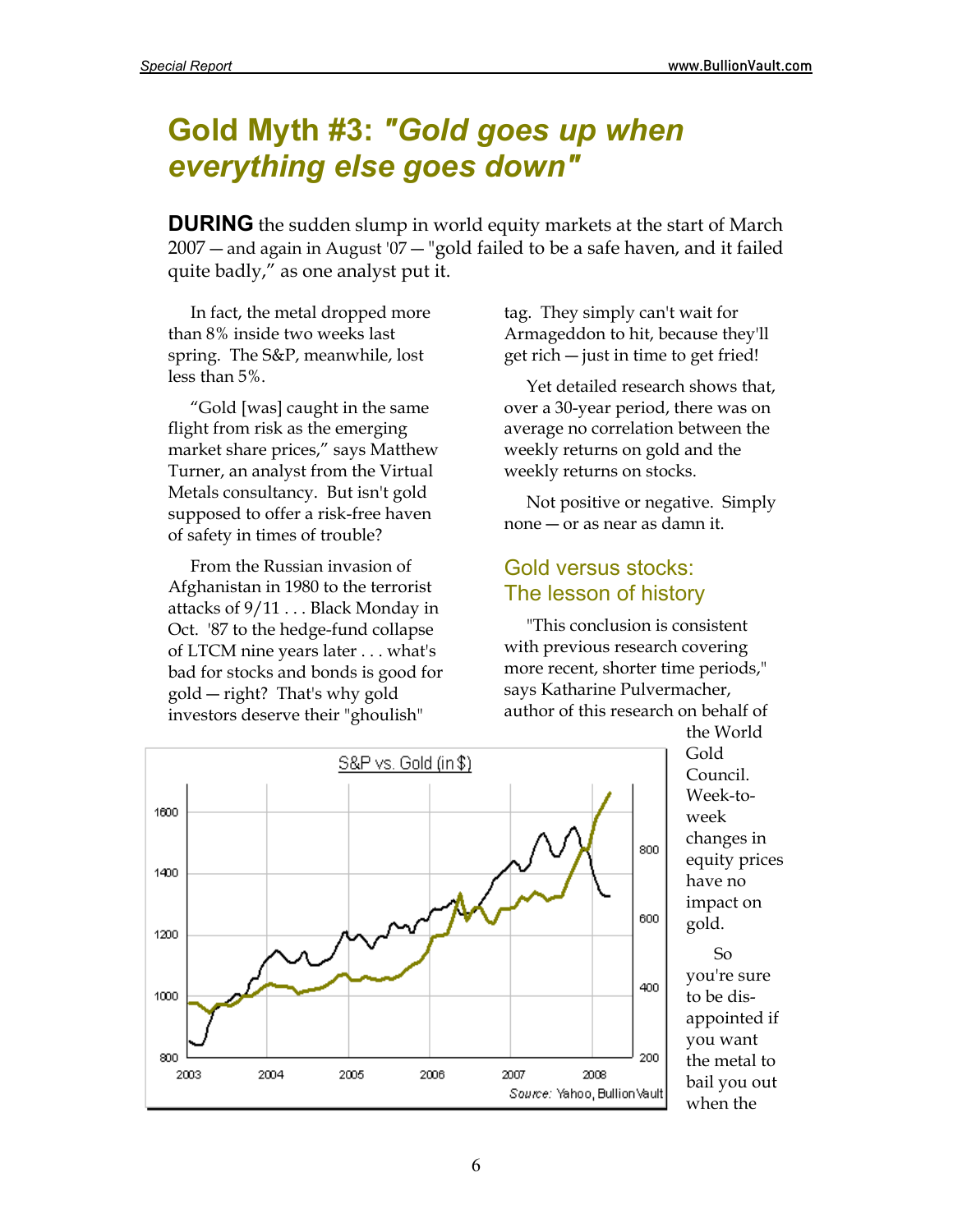# Gold Myth #3: *"Gold goes up when everything else goes down"*

**DURING** the sudden slump in world equity markets at the start of March 2007 — and again in August '07 — "gold failed to be a safe haven, and it failed quite badly," as one analyst put it.

In fact, the metal dropped more than 8% inside two weeks last spring. The S&P, meanwhile, lost less than 5%.

"Gold [was] caught in the same flight from risk as the emerging market share prices," says Matthew Turner, an analyst from the Virtual Metals consultancy. But isn't gold supposed to offer a risk-free haven of safety in times of trouble?

From the Russian invasion of Afghanistan in 1980 to the terrorist attacks of 9/11 . . . Black Monday in Oct. '87 to the hedge-fund collapse of LTCM nine years later . . . what's bad for stocks and bonds is good for gold — right? That's why gold investors deserve their "ghoulish" tag. They simply can't wait for Armageddon to hit, because they'll get rich — just in time to get fried!

Yet detailed research shows that, over a 30-year period, there was on average no correlation between the weekly returns on gold and the weekly returns on stocks.

Not positive or negative. Simply none — or as near as damn it.

## Gold versus stocks: The lesson of history

"This conclusion is consistent with previous research covering more recent, shorter time periods," says Katharine Pulvermacher, author of this research on behalf of the World Gold Council. Week-to-week changes in equity prices have no impact on gold.

So you're sure to be disappointed if you want the metal to bail you out when the

S&P vs. Gold (in $)

*Source:* Yahoo, BullionVault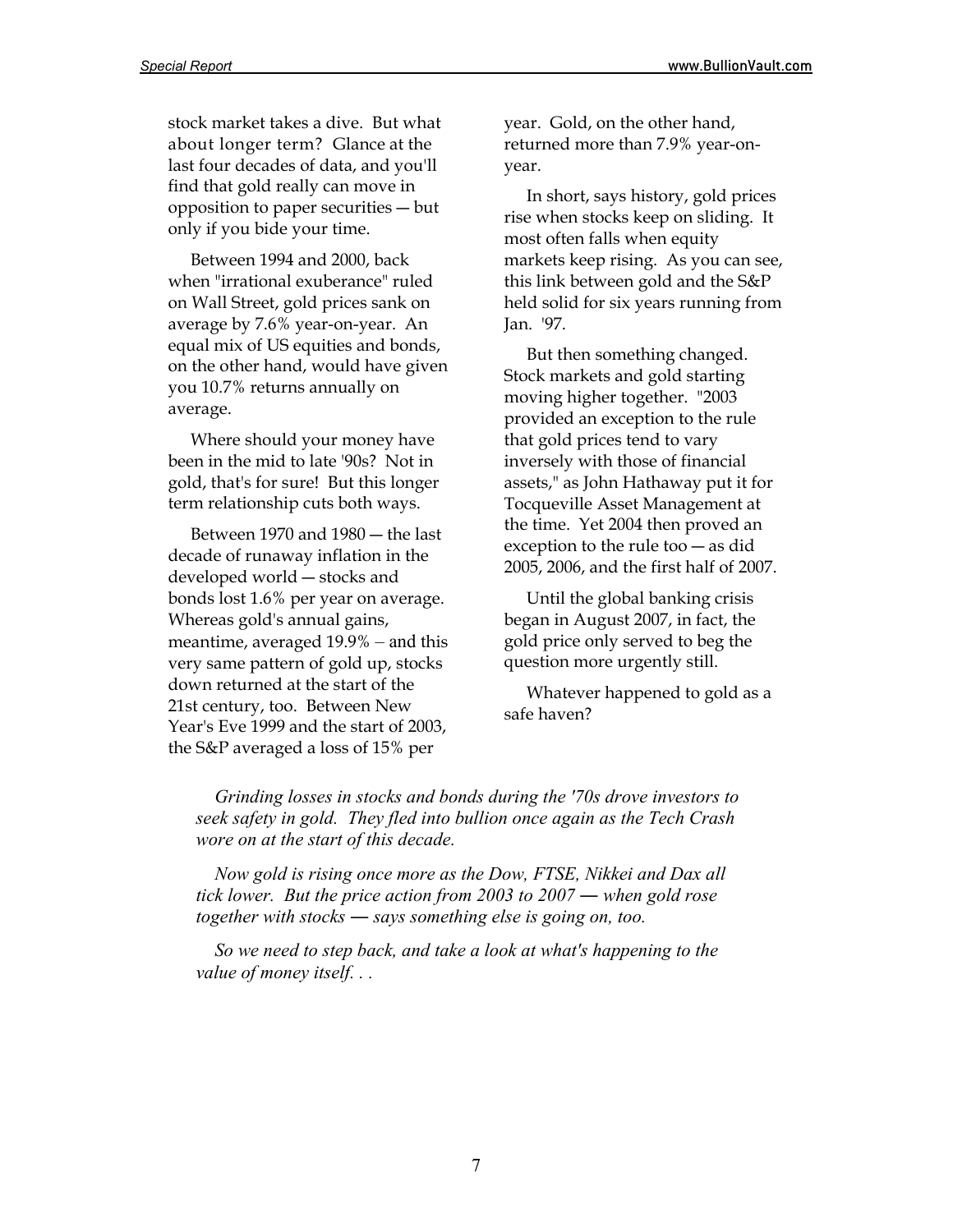stock market takes a dive. But what about longer term? Glance at the last four decades of data, and you'll find that gold really can move in opposition to paper securities — but only if you bide your time.

Between 1994 and 2000, back when "irrational exuberance" ruled on Wall Street, gold prices sank on average by 7.6% year-on-year. An equal mix of US equities and bonds, on the other hand, would have given you 10.7% returns annually on average.

Where should your money have been in the mid to late '90s? Not in gold, that's for sure! But this longer term relationship cuts both ways.

Between 1970 and 1980 — the last decade of runaway inflation in the developed world — stocks and bonds lost 1.6% per year on average. Whereas gold's annual gains, meantime, averaged 19.9% – and this very same pattern of gold up, stocks down returned at the start of the 21st century, too. Between New Year's Eve 1999 and the start of 2003, the S&P averaged a loss of 15% per year. Gold, on the other hand, returned more than 7.9% year-on-year.

In short, says history, gold prices rise when stocks keep on sliding. It most often falls when equity markets keep rising. As you can see, this link between gold and the S&P held solid for six years running from Jan. '97.

But then something changed. Stock markets and gold starting moving higher together. "2003 provided an exception to the rule that gold prices tend to vary inversely with those of financial assets," as John Hathaway put it for Tocqueville Asset Management at the time. Yet 2004 then proved an exception to the rule too — as did 2005, 2006, and the first half of 2007.

Until the global banking crisis began in August 2007, in fact, the gold price only served to beg the question more urgently still.

Whatever happened to gold as a safe haven?

*Grinding losses in stocks and bonds during the '70s drove investors to seek safety in gold. They fled into bullion once again as the Tech Crash wore on at the start of this decade.*

*Now gold is rising once more as the Dow, FTSE, Nikkei and Dax all tick lower. But the price action from 2003 to 2007 — when gold rose together with stocks — says something else is going on, too.*

*So we need to step back, and take a look at what's happening to the value of money itself. . .*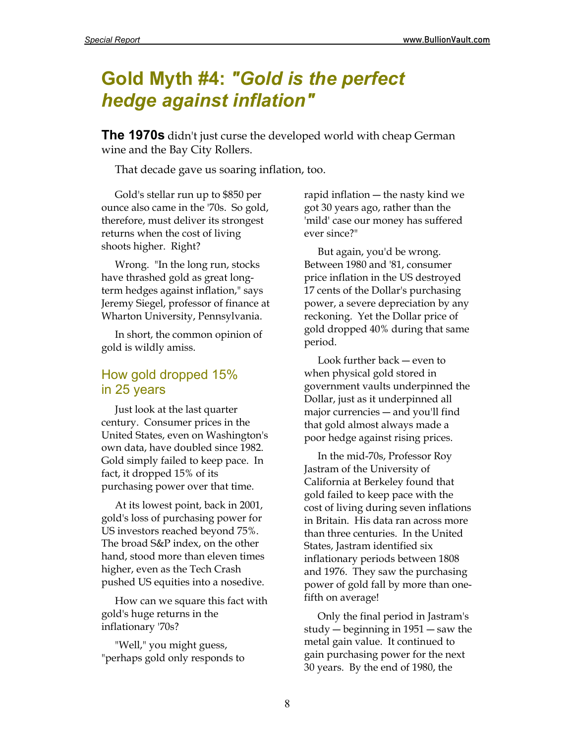# Gold Myth #4: *"Gold is the perfect hedge against inflation"*

**The 1970s** didn't just curse the developed world with cheap German wine and the Bay City Rollers.

That decade gave us soaring inflation, too.

Gold's stellar run up to $850 per ounce also came in the '70s. So gold, therefore, must deliver its strongest returns when the cost of living shoots higher. Right?

Wrong. "In the long run, stocks have thrashed gold as great long-term hedges against inflation," says Jeremy Siegel, professor of finance at Wharton University, Pennsylvania.

In short, the common opinion of gold is wildly amiss.

## How gold dropped 15% in 25 years

Just look at the last quarter century. Consumer prices in the United States, even on Washington's own data, have doubled since 1982. Gold simply failed to keep pace. In fact, it dropped 15% of its purchasing power over that time.

At its lowest point, back in 2001, gold's loss of purchasing power for US investors reached beyond 75%. The broad S&P index, on the other hand, stood more than eleven times higher, even as the Tech Crash pushed US equities into a nosedive.

How can we square this fact with gold's huge returns in the inflationary '70s?

"Well," you might guess, "perhaps gold only responds to rapid inflation — the nasty kind we got 30 years ago, rather than the 'mild' case our money has suffered ever since?"

But again, you'd be wrong. Between 1980 and '81, consumer price inflation in the US destroyed 17 cents of the Dollar's purchasing power, a severe depreciation by any reckoning. Yet the Dollar price of gold dropped 40% during that same period.

Look further back — even to when physical gold stored in government vaults underpinned the Dollar, just as it underpinned all major currencies — and you'll find that gold almost always made a poor hedge against rising prices.

In the mid-70s, Professor Roy Jastram of the University of California at Berkeley found that gold failed to keep pace with the cost of living during seven inflations in Britain. His data ran across more than three centuries. In the United States, Jastram identified six inflationary periods between 1808 and 1976. They saw the purchasing power of gold fall by more than one-fifth on average!

Only the final period in Jastram's study — beginning in 1951 — saw the metal gain value. It continued to gain purchasing power for the next 30 years. By the end of 1980, the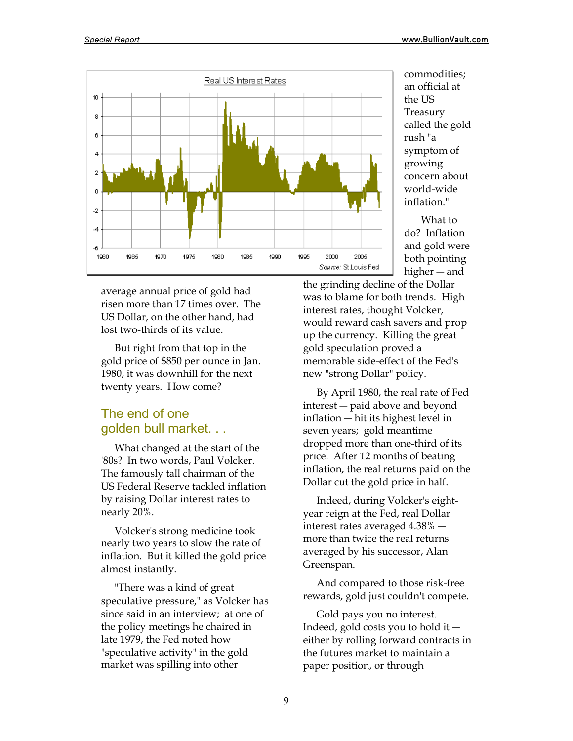average annual price of gold had risen more than 17 times over. The US Dollar, on the other hand, had lost two-thirds of its value.

But right from that top in the gold price of $850 per ounce in Jan. 1980, it was downhill for the next twenty years. How come?

## The end of one golden bull market. . .

What changed at the start of the '80s? In two words, Paul Volcker. The famously tall chairman of the US Federal Reserve tackled inflation by raising Dollar interest rates to nearly 20%.

Volcker's strong medicine took nearly two years to slow the rate of inflation. But it killed the gold price almost instantly.

"There was a kind of great speculative pressure," as Volcker has since said in an interview; at one of the policy meetings he chaired in late 1979, the Fed noted how "speculative activity" in the gold market was spilling into other commodities; an official at the US Treasury called the gold rush "a symptom of growing concern about world-wide inflation."

What to do? Inflation and gold were both pointing higher — and the grinding decline of the Dollar was to blame for both trends. High interest rates, thought Volcker, would reward cash savers and prop up the currency. Killing the great gold speculation proved a memorable side-effect of the Fed's new "strong Dollar" policy.

By April 1980, the real rate of Fed interest — paid above and beyond inflation — hit its highest level in seven years; gold meantime dropped more than one-third of its price. After 12 months of beating inflation, the real returns paid on the Dollar cut the gold price in half.

Indeed, during Volcker's eight-year reign at the Fed, real Dollar interest rates averaged 4.38% — more than twice the real returns averaged by his successor, Alan Greenspan.

And compared to those risk-free rewards, gold just couldn't compete.

Gold pays you no interest. Indeed, gold costs you to hold it — either by rolling forward contracts in the futures market to maintain a paper position, or through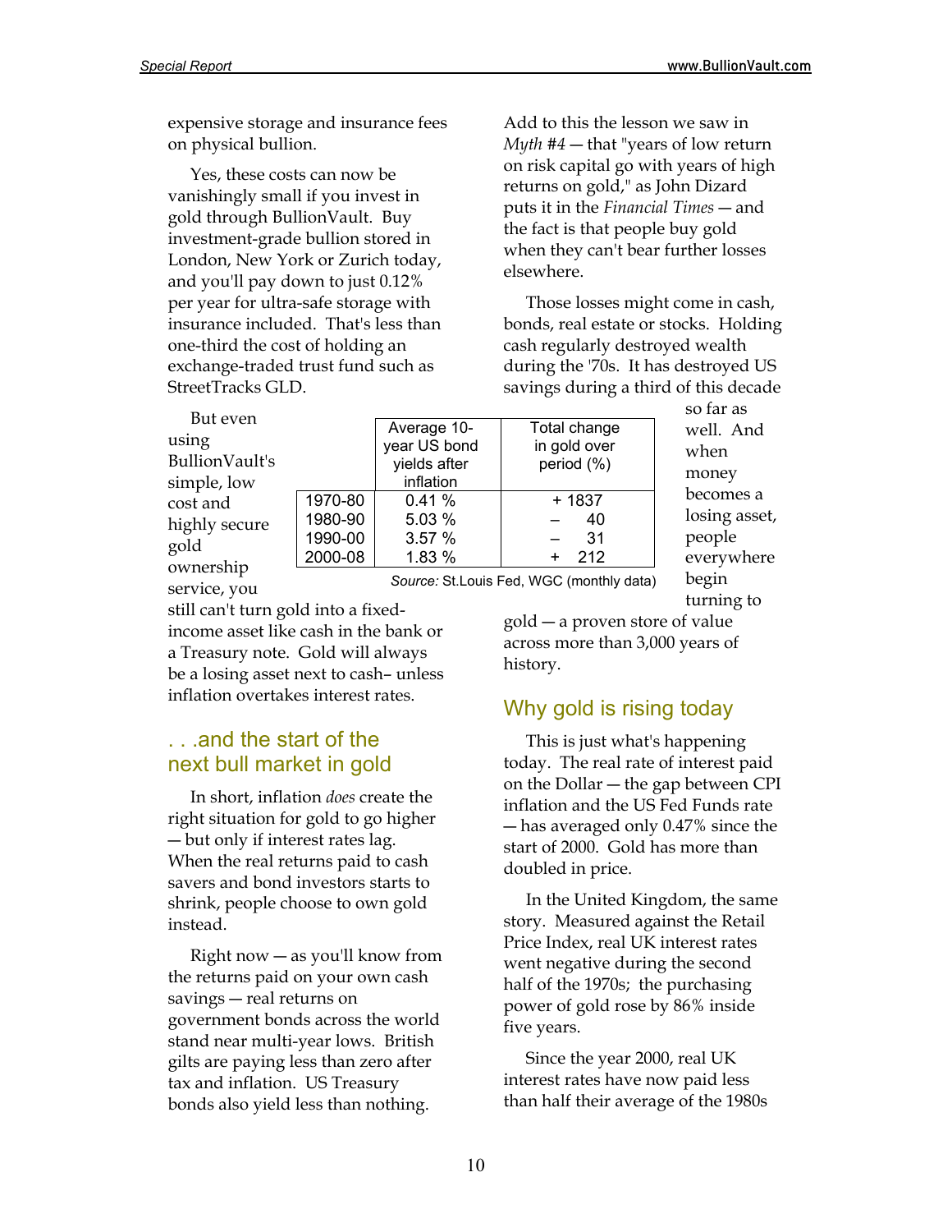expensive storage and insurance fees on physical bullion.

Yes, these costs can now be vanishingly small if you invest in gold through BullionVault. Buy investment-grade bullion stored in London, New York or Zurich today, and you'll pay down to just 0.12% per year for ultra-safe storage with insurance included. That's less than one-third the cost of holding an exchange-traded trust fund such as StreetTracks GLD.

But even using BullionVault's simple, low cost and highly secure gold ownership service, you still can't turn gold into a fixed-income asset like cash in the bank or a Treasury note. Gold will always be a losing asset next to cash– unless inflation overtakes interest rates.

| | Average 10-year US bond yields after inflation | Total change in gold over period (%) |
|---|---|---|
| 1970-80 | 0.41 % | + 1837 |
| 1980-90 | 5.03 % | – 40 |
| 1990-00 | 3.57 % | – 31 |
| 2000-08 | 1.83 % | + 212 |

*Source:* St.Louis Fed, WGC (monthly data)

## . . .and the start of the next bull market in gold

In short, inflation *does* create the right situation for gold to go higher — but only if interest rates lag. When the real returns paid to cash savers and bond investors starts to shrink, people choose to own gold instead.

Right now — as you'll know from the returns paid on your own cash savings — real returns on government bonds across the world stand near multi-year lows. British gilts are paying less than zero after tax and inflation. US Treasury bonds also yield less than nothing.

Add to this the lesson we saw in *Myth #4* — that "years of low return on risk capital go with years of high returns on gold," as John Dizard puts it in the *Financial Times* — and the fact is that people buy gold when they can't bear further losses elsewhere.

Those losses might come in cash, bonds, real estate or stocks. Holding cash regularly destroyed wealth during the '70s. It has destroyed US savings during a third of this decade so far as well. And when money becomes a losing asset, people everywhere begin turning to gold — a proven store of value across more than 3,000 years of history.

## Why gold is rising today

This is just what's happening today. The real rate of interest paid on the Dollar — the gap between CPI inflation and the US Fed Funds rate — has averaged only 0.47% since the start of 2000. Gold has more than doubled in price.

In the United Kingdom, the same story. Measured against the Retail Price Index, real UK interest rates went negative during the second half of the 1970s; the purchasing power of gold rose by 86% inside five years.

Since the year 2000, real UK interest rates have now paid less than half their average of the 1980s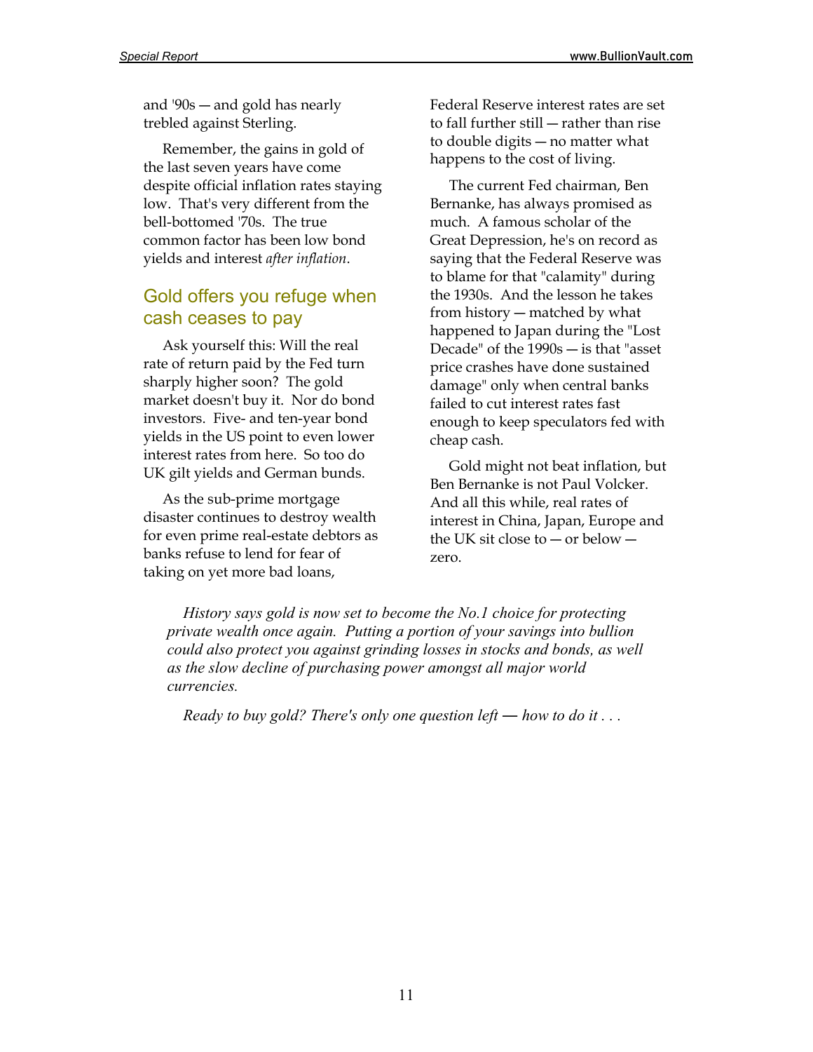and '90s — and gold has nearly trebled against Sterling.

Remember, the gains in gold of the last seven years have come despite official inflation rates staying low. That's very different from the bell-bottomed '70s. The true common factor has been low bond yields and interest *after inflation*.

## Gold offers you refuge when cash ceases to pay

Ask yourself this: Will the real rate of return paid by the Fed turn sharply higher soon? The gold market doesn't buy it. Nor do bond investors. Five- and ten-year bond yields in the US point to even lower interest rates from here. So too do UK gilt yields and German bunds.

As the sub-prime mortgage disaster continues to destroy wealth for even prime real-estate debtors as banks refuse to lend for fear of taking on yet more bad loans, Federal Reserve interest rates are set to fall further still — rather than rise to double digits — no matter what happens to the cost of living.

The current Fed chairman, Ben Bernanke, has always promised as much. A famous scholar of the Great Depression, he's on record as saying that the Federal Reserve was to blame for that "calamity" during the 1930s. And the lesson he takes from history — matched by what happened to Japan during the "Lost Decade" of the 1990s — is that "asset price crashes have done sustained damage" only when central banks failed to cut interest rates fast enough to keep speculators fed with cheap cash.

Gold might not beat inflation, but Ben Bernanke is not Paul Volcker. And all this while, real rates of interest in China, Japan, Europe and the UK sit close to — or below — zero.

*History says gold is now set to become the No.1 choice for protecting private wealth once again. Putting a portion of your savings into bullion could also protect you against grinding losses in stocks and bonds, as well as the slow decline of purchasing power amongst all major world currencies.*

*Ready to buy gold? There's only one question left — how to do it . . .*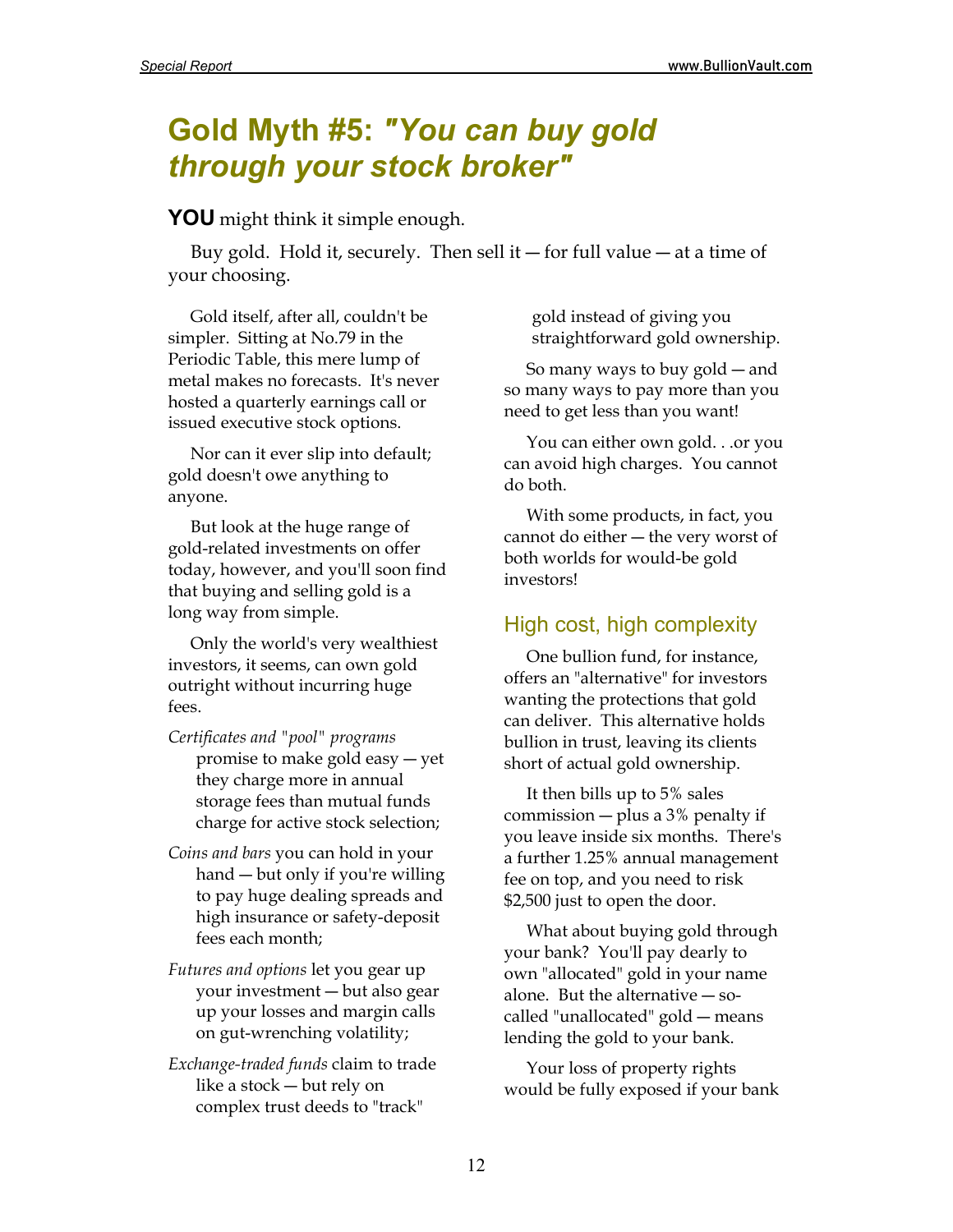# Gold Myth #5: *"You can buy gold through your stock broker"*

**YOU** might think it simple enough.

Buy gold. Hold it, securely. Then sell it — for full value — at a time of your choosing.

Gold itself, after all, couldn't be simpler. Sitting at No.79 in the Periodic Table, this mere lump of metal makes no forecasts. It's never hosted a quarterly earnings call or issued executive stock options.

Nor can it ever slip into default; gold doesn't owe anything to anyone.

But look at the huge range of gold-related investments on offer today, however, and you'll soon find that buying and selling gold is a long way from simple.

Only the world's very wealthiest investors, it seems, can own gold outright without incurring huge fees.

*Certificates and "pool" programs* promise to make gold easy — yet they charge more in annual storage fees than mutual funds charge for active stock selection;

*Coins and bars* you can hold in your hand — but only if you're willing to pay huge dealing spreads and high insurance or safety-deposit fees each month;

*Futures and options* let you gear up your investment — but also gear up your losses and margin calls on gut-wrenching volatility;

*Exchange-traded funds* claim to trade like a stock — but rely on complex trust deeds to "track" gold instead of giving you straightforward gold ownership.

So many ways to buy gold — and so many ways to pay more than you need to get less than you want!

You can either own gold. . .or you can avoid high charges. You cannot do both.

With some products, in fact, you cannot do either — the very worst of both worlds for would-be gold investors!

## High cost, high complexity

One bullion fund, for instance, offers an "alternative" for investors wanting the protections that gold can deliver. This alternative holds bullion in trust, leaving its clients short of actual gold ownership.

It then bills up to 5% sales commission — plus a 3% penalty if you leave inside six months. There's a further 1.25% annual management fee on top, and you need to risk $2,500 just to open the door.

What about buying gold through your bank? You'll pay dearly to own "allocated" gold in your name alone. But the alternative — so-called "unallocated" gold — means lending the gold to your bank.

Your loss of property rights would be fully exposed if your bank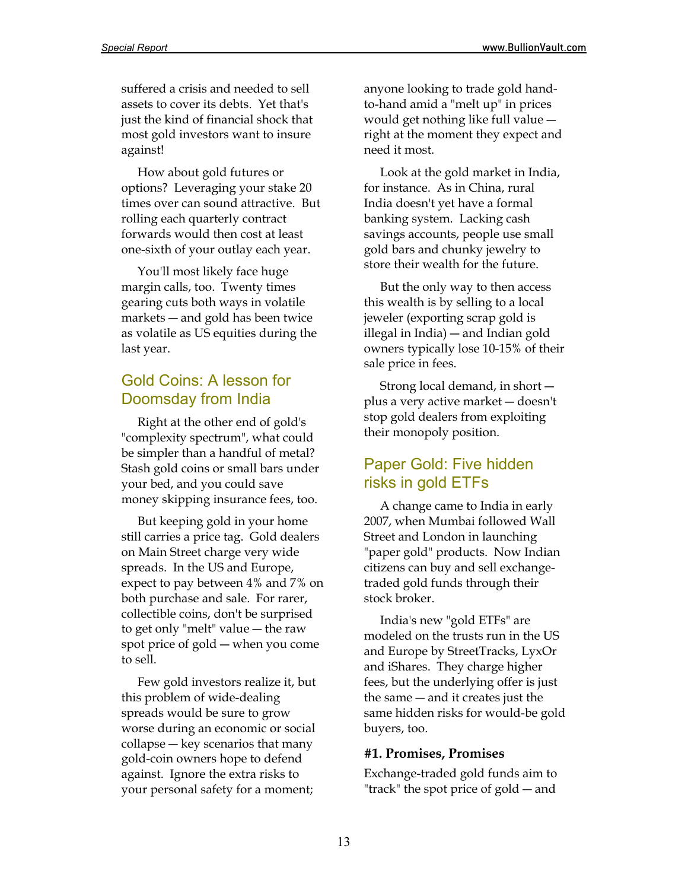suffered a crisis and needed to sell assets to cover its debts. Yet that's just the kind of financial shock that most gold investors want to insure against!

How about gold futures or options? Leveraging your stake 20 times over can sound attractive. But rolling each quarterly contract forwards would then cost at least one-sixth of your outlay each year.

You'll most likely face huge margin calls, too. Twenty times gearing cuts both ways in volatile markets — and gold has been twice as volatile as US equities during the last year.

## Gold Coins: A lesson for Doomsday from India

Right at the other end of gold's "complexity spectrum", what could be simpler than a handful of metal? Stash gold coins or small bars under your bed, and you could save money skipping insurance fees, too.

But keeping gold in your home still carries a price tag. Gold dealers on Main Street charge very wide spreads. In the US and Europe, expect to pay between 4% and 7% on both purchase and sale. For rarer, collectible coins, don't be surprised to get only "melt" value — the raw spot price of gold — when you come to sell.

Few gold investors realize it, but this problem of wide-dealing spreads would be sure to grow worse during an economic or social collapse — key scenarios that many gold-coin owners hope to defend against. Ignore the extra risks to your personal safety for a moment; anyone looking to trade gold hand-to-hand amid a "melt up" in prices would get nothing like full value — right at the moment they expect and need it most.

Look at the gold market in India, for instance. As in China, rural India doesn't yet have a formal banking system. Lacking cash savings accounts, people use small gold bars and chunky jewelry to store their wealth for the future.

But the only way to then access this wealth is by selling to a local jeweler (exporting scrap gold is illegal in India) — and Indian gold owners typically lose 10-15% of their sale price in fees.

Strong local demand, in short — plus a very active market — doesn't stop gold dealers from exploiting their monopoly position.

## Paper Gold: Five hidden risks in gold ETFs

A change came to India in early 2007, when Mumbai followed Wall Street and London in launching "paper gold" products. Now Indian citizens can buy and sell exchange-traded gold funds through their stock broker.

India's new "gold ETFs" are modeled on the trusts run in the US and Europe by StreetTracks, LyxOr and iShares. They charge higher fees, but the underlying offer is just the same — and it creates just the same hidden risks for would-be gold buyers, too.

**#1. Promises, Promises**

Exchange-traded gold funds aim to "track" the spot price of gold — and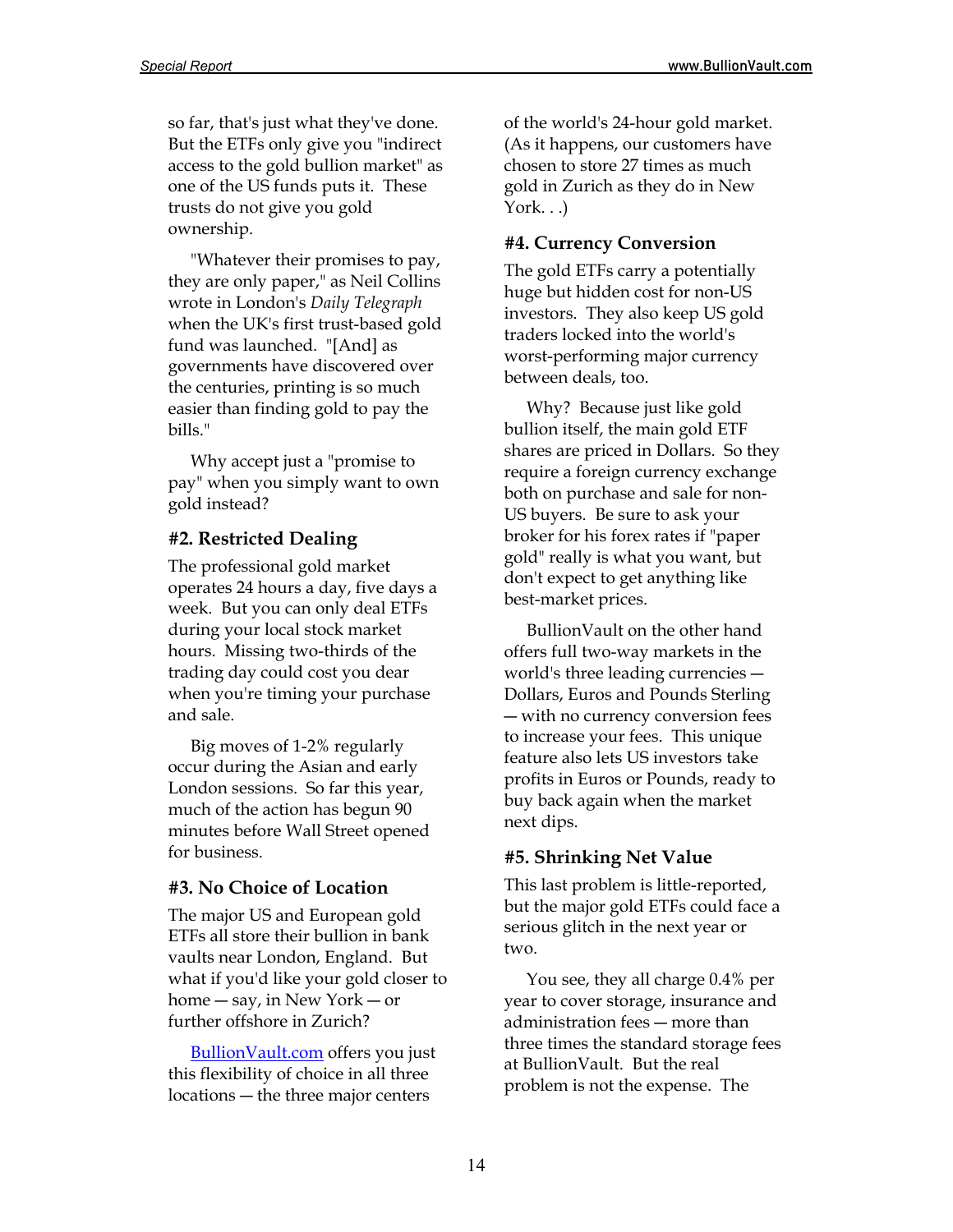so far, that's just what they've done. But the ETFs only give you "indirect access to the gold bullion market" as one of the US funds puts it. These trusts do not give you gold ownership.

"Whatever their promises to pay, they are only paper," as Neil Collins wrote in London's *Daily Telegraph* when the UK's first trust-based gold fund was launched. "[And] as governments have discovered over the centuries, printing is so much easier than finding gold to pay the bills."

Why accept just a "promise to pay" when you simply want to own gold instead?

### #2. Restricted Dealing

The professional gold market operates 24 hours a day, five days a week. But you can only deal ETFs during your local stock market hours. Missing two-thirds of the trading day could cost you dear when you're timing your purchase and sale.

Big moves of 1-2% regularly occur during the Asian and early London sessions. So far this year, much of the action has begun 90 minutes before Wall Street opened for business.

### #3. No Choice of Location

The major US and European gold ETFs all store their bullion in bank vaults near London, England. But what if you'd like your gold closer to home — say, in New York — or further offshore in Zurich?

BullionVault.com offers you just this flexibility of choice in all three locations — the three major centers of the world's 24-hour gold market. (As it happens, our customers have chosen to store 27 times as much gold in Zurich as they do in New York. . .)

### #4. Currency Conversion

The gold ETFs carry a potentially huge but hidden cost for non-US investors. They also keep US gold traders locked into the world's worst-performing major currency between deals, too.

Why? Because just like gold bullion itself, the main gold ETF shares are priced in Dollars. So they require a foreign currency exchange both on purchase and sale for non-US buyers. Be sure to ask your broker for his forex rates if "paper gold" really is what you want, but don't expect to get anything like best-market prices.

BullionVault on the other hand offers full two-way markets in the world's three leading currencies — Dollars, Euros and Pounds Sterling — with no currency conversion fees to increase your fees. This unique feature also lets US investors take profits in Euros or Pounds, ready to buy back again when the market next dips.

### #5. Shrinking Net Value

This last problem is little-reported, but the major gold ETFs could face a serious glitch in the next year or two.

You see, they all charge 0.4% per year to cover storage, insurance and administration fees — more than three times the standard storage fees at BullionVault. But the real problem is not the expense. The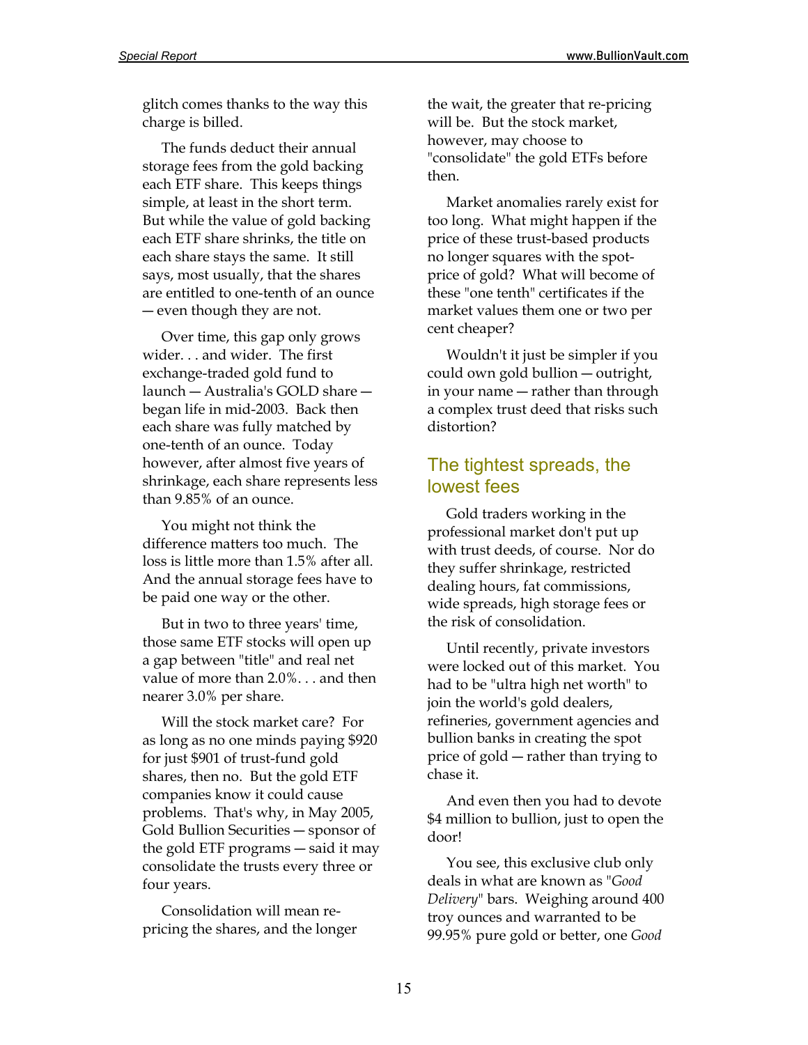glitch comes thanks to the way this charge is billed.

The funds deduct their annual storage fees from the gold backing each ETF share. This keeps things simple, at least in the short term. But while the value of gold backing each ETF share shrinks, the title on each share stays the same. It still says, most usually, that the shares are entitled to one-tenth of an ounce — even though they are not.

Over time, this gap only grows wider. . . and wider. The first exchange-traded gold fund to launch — Australia's GOLD share — began life in mid-2003. Back then each share was fully matched by one-tenth of an ounce. Today however, after almost five years of shrinkage, each share represents less than 9.85% of an ounce.

You might not think the difference matters too much. The loss is little more than 1.5% after all. And the annual storage fees have to be paid one way or the other.

But in two to three years' time, those same ETF stocks will open up a gap between "title" and real net value of more than 2.0%. . . and then nearer 3.0% per share.

Will the stock market care? For as long as no one minds paying $920 for just $901 of trust-fund gold shares, then no. But the gold ETF companies know it could cause problems. That's why, in May 2005, Gold Bullion Securities — sponsor of the gold ETF programs — said it may consolidate the trusts every three or four years.

Consolidation will mean re-pricing the shares, and the longer the wait, the greater that re-pricing will be. But the stock market, however, may choose to "consolidate" the gold ETFs before then.

Market anomalies rarely exist for too long. What might happen if the price of these trust-based products no longer squares with the spot-price of gold? What will become of these "one tenth" certificates if the market values them one or two per cent cheaper?

Wouldn't it just be simpler if you could own gold bullion — outright, in your name — rather than through a complex trust deed that risks such distortion?

## The tightest spreads, the lowest fees

Gold traders working in the professional market don't put up with trust deeds, of course. Nor do they suffer shrinkage, restricted dealing hours, fat commissions, wide spreads, high storage fees or the risk of consolidation.

Until recently, private investors were locked out of this market. You had to be "ultra high net worth" to join the world's gold dealers, refineries, government agencies and bullion banks in creating the spot price of gold — rather than trying to chase it.

And even then you had to devote $4 million to bullion, just to open the door!

You see, this exclusive club only deals in what are known as "*Good Delivery*" bars. Weighing around 400 troy ounces and warranted to be 99.95% pure gold or better, one *Good*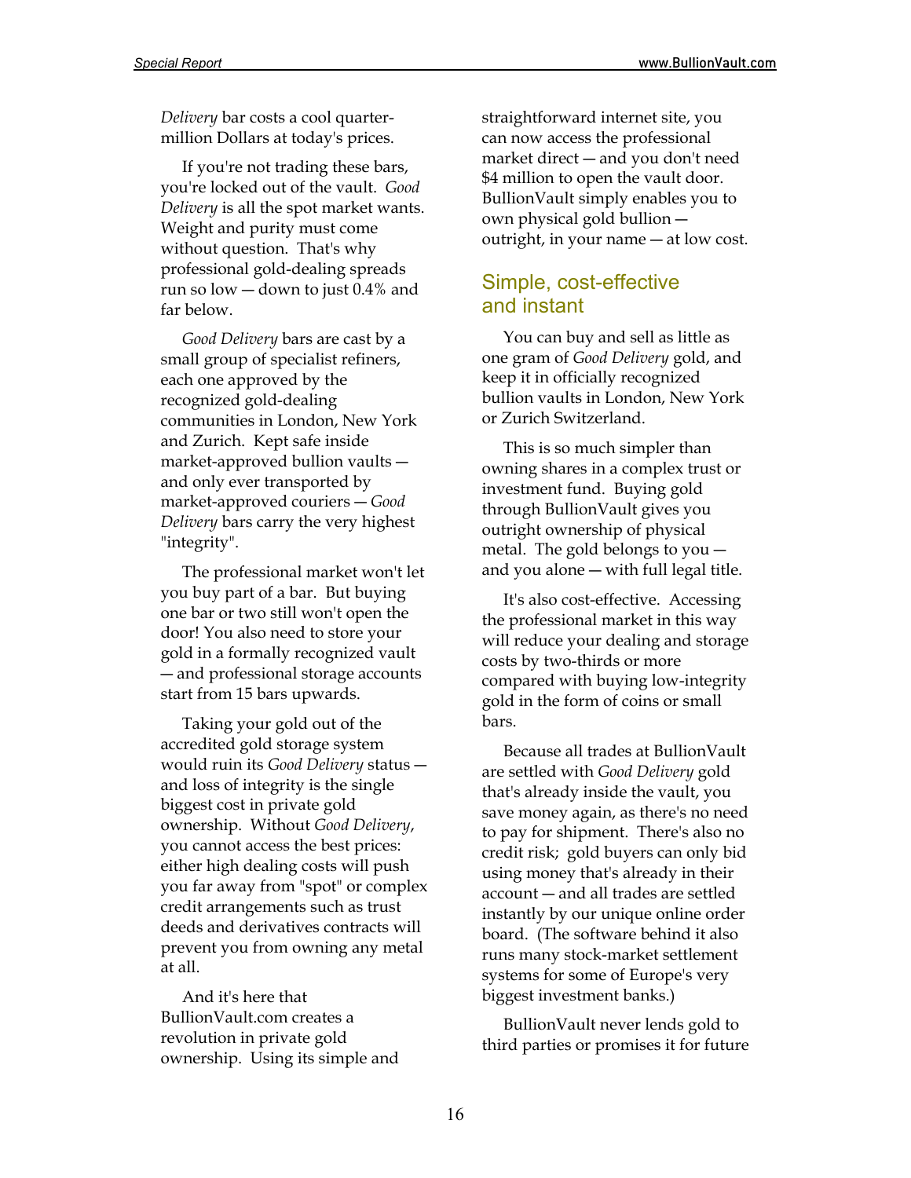*Delivery* bar costs a cool quarter-million Dollars at today's prices.

If you're not trading these bars, you're locked out of the vault. *Good Delivery* is all the spot market wants. Weight and purity must come without question. That's why professional gold-dealing spreads run so low — down to just 0.4% and far below.

*Good Delivery* bars are cast by a small group of specialist refiners, each one approved by the recognized gold-dealing communities in London, New York and Zurich. Kept safe inside market-approved bullion vaults — and only ever transported by market-approved couriers — *Good Delivery* bars carry the very highest "integrity".

The professional market won't let you buy part of a bar. But buying one bar or two still won't open the door! You also need to store your gold in a formally recognized vault — and professional storage accounts start from 15 bars upwards.

Taking your gold out of the accredited gold storage system would ruin its *Good Delivery* status — and loss of integrity is the single biggest cost in private gold ownership. Without *Good Delivery*, you cannot access the best prices: either high dealing costs will push you far away from "spot" or complex credit arrangements such as trust deeds and derivatives contracts will prevent you from owning any metal at all.

And it's here that BullionVault.com creates a revolution in private gold ownership. Using its simple and straightforward internet site, you can now access the professional market direct — and you don't need $4 million to open the vault door. BullionVault simply enables you to own physical gold bullion — outright, in your name — at low cost.

## Simple, cost-effective and instant

You can buy and sell as little as one gram of *Good Delivery* gold, and keep it in officially recognized bullion vaults in London, New York or Zurich Switzerland.

This is so much simpler than owning shares in a complex trust or investment fund. Buying gold through BullionVault gives you outright ownership of physical metal. The gold belongs to you — and you alone — with full legal title.

It's also cost-effective. Accessing the professional market in this way will reduce your dealing and storage costs by two-thirds or more compared with buying low-integrity gold in the form of coins or small bars.

Because all trades at BullionVault are settled with *Good Delivery* gold that's already inside the vault, you save money again, as there's no need to pay for shipment. There's also no credit risk; gold buyers can only bid using money that's already in their account — and all trades are settled instantly by our unique online order board. (The software behind it also runs many stock-market settlement systems for some of Europe's very biggest investment banks.)

BullionVault never lends gold to third parties or promises it for future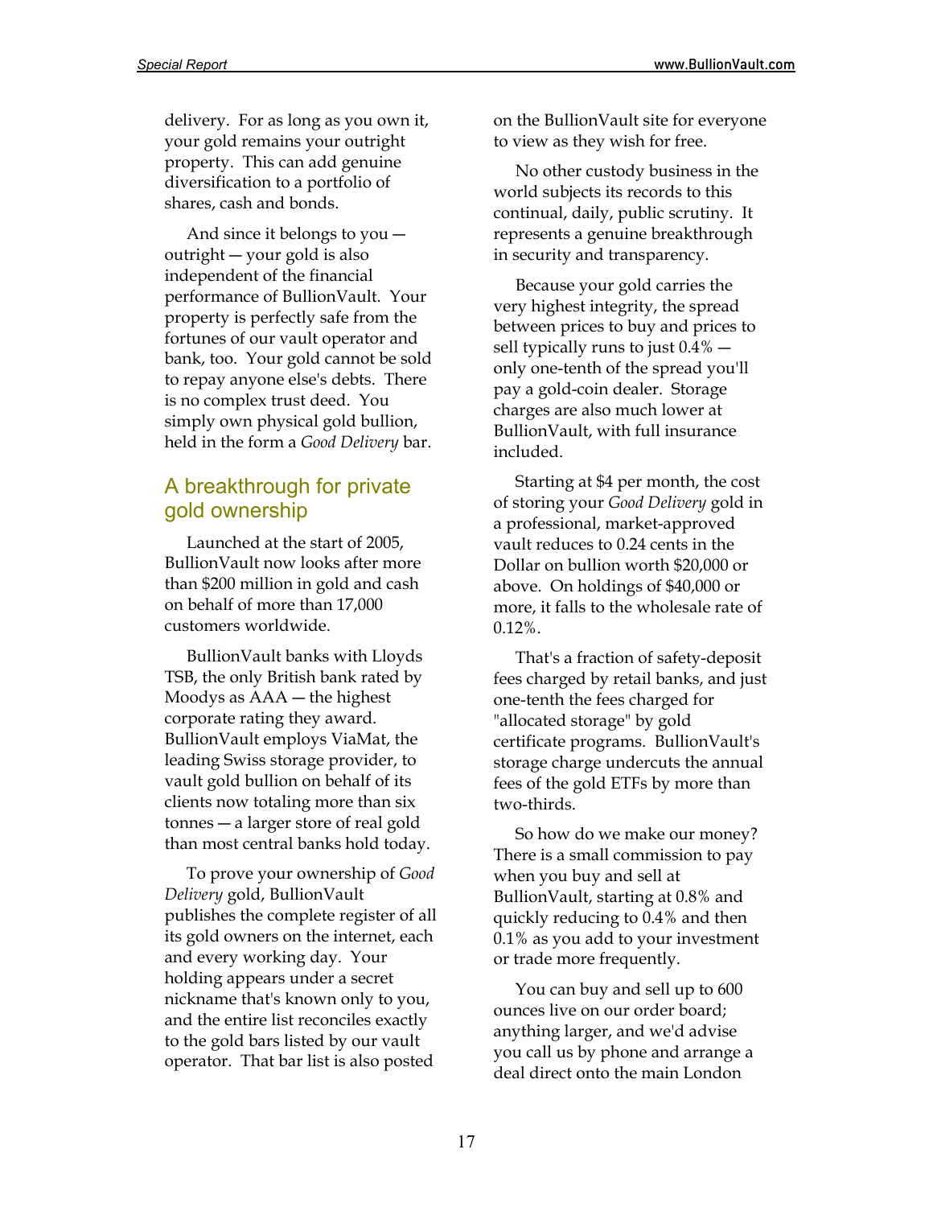delivery. For as long as you own it, your gold remains your outright property. This can add genuine diversification to a portfolio of shares, cash and bonds.

And since it belongs to you — outright — your gold is also independent of the financial performance of BullionVault. Your property is perfectly safe from the fortunes of our vault operator and bank, too. Your gold cannot be sold to repay anyone else's debts. There is no complex trust deed. You simply own physical gold bullion, held in the form a *Good Delivery* bar.

## A breakthrough for private gold ownership

Launched at the start of 2005, BullionVault now looks after more than $200 million in gold and cash on behalf of more than 17,000 customers worldwide.

BullionVault banks with Lloyds TSB, the only British bank rated by Moodys as AAA — the highest corporate rating they award. BullionVault employs ViaMat, the leading Swiss storage provider, to vault gold bullion on behalf of its clients now totaling more than six tonnes — a larger store of real gold than most central banks hold today.

To prove your ownership of *Good Delivery* gold, BullionVault publishes the complete register of all its gold owners on the internet, each and every working day. Your holding appears under a secret nickname that's known only to you, and the entire list reconciles exactly to the gold bars listed by our vault operator. That bar list is also posted on the BullionVault site for everyone to view as they wish for free.

No other custody business in the world subjects its records to this continual, daily, public scrutiny. It represents a genuine breakthrough in security and transparency.

Because your gold carries the very highest integrity, the spread between prices to buy and prices to sell typically runs to just 0.4% — only one-tenth of the spread you'll pay a gold-coin dealer. Storage charges are also much lower at BullionVault, with full insurance included.

Starting at $4 per month, the cost of storing your *Good Delivery* gold in a professional, market-approved vault reduces to 0.24 cents in the Dollar on bullion worth $20,000 or above. On holdings of $40,000 or more, it falls to the wholesale rate of 0.12%.

That's a fraction of safety-deposit fees charged by retail banks, and just one-tenth the fees charged for "allocated storage" by gold certificate programs. BullionVault's storage charge undercuts the annual fees of the gold ETFs by more than two-thirds.

So how do we make our money? There is a small commission to pay when you buy and sell at BullionVault, starting at 0.8% and quickly reducing to 0.4% and then 0.1% as you add to your investment or trade more frequently.

You can buy and sell up to 600 ounces live on our order board; anything larger, and we'd advise you call us by phone and arrange a deal direct onto the main London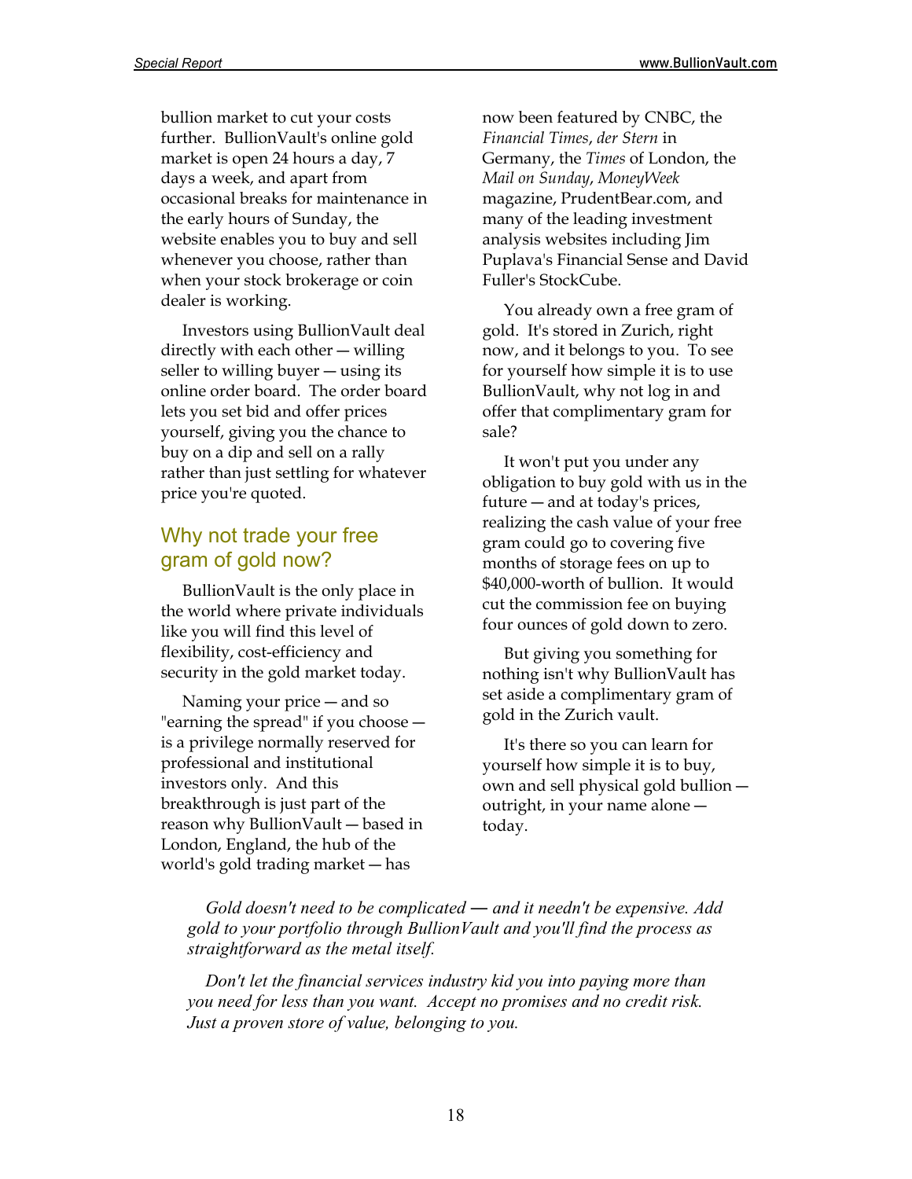bullion market to cut your costs further. BullionVault's online gold market is open 24 hours a day, 7 days a week, and apart from occasional breaks for maintenance in the early hours of Sunday, the website enables you to buy and sell whenever you choose, rather than when your stock brokerage or coin dealer is working.

Investors using BullionVault deal directly with each other — willing seller to willing buyer — using its online order board. The order board lets you set bid and offer prices yourself, giving you the chance to buy on a dip and sell on a rally rather than just settling for whatever price you're quoted.

## Why not trade your free gram of gold now?

BullionVault is the only place in the world where private individuals like you will find this level of flexibility, cost-efficiency and security in the gold market today.

Naming your price — and so "earning the spread" if you choose — is a privilege normally reserved for professional and institutional investors only. And this breakthrough is just part of the reason why BullionVault — based in London, England, the hub of the world's gold trading market — has now been featured by CNBC, the *Financial Times*, *der Stern* in Germany, the *Times* of London, the *Mail on Sunday*, *MoneyWeek* magazine, PrudentBear.com, and many of the leading investment analysis websites including Jim Puplava's Financial Sense and David Fuller's StockCube.

You already own a free gram of gold. It's stored in Zurich, right now, and it belongs to you. To see for yourself how simple it is to use BullionVault, why not log in and offer that complimentary gram for sale?

It won't put you under any obligation to buy gold with us in the future — and at today's prices, realizing the cash value of your free gram could go to covering five months of storage fees on up to $40,000-worth of bullion. It would cut the commission fee on buying four ounces of gold down to zero.

But giving you something for nothing isn't why BullionVault has set aside a complimentary gram of gold in the Zurich vault.

It's there so you can learn for yourself how simple it is to buy, own and sell physical gold bullion — outright, in your name alone — today.

*Gold doesn't need to be complicated — and it needn't be expensive. Add gold to your portfolio through BullionVault and you'll find the process as straightforward as the metal itself.*

*Don't let the financial services industry kid you into paying more than you need for less than you want. Accept no promises and no credit risk. Just a proven store of value, belonging to you.*